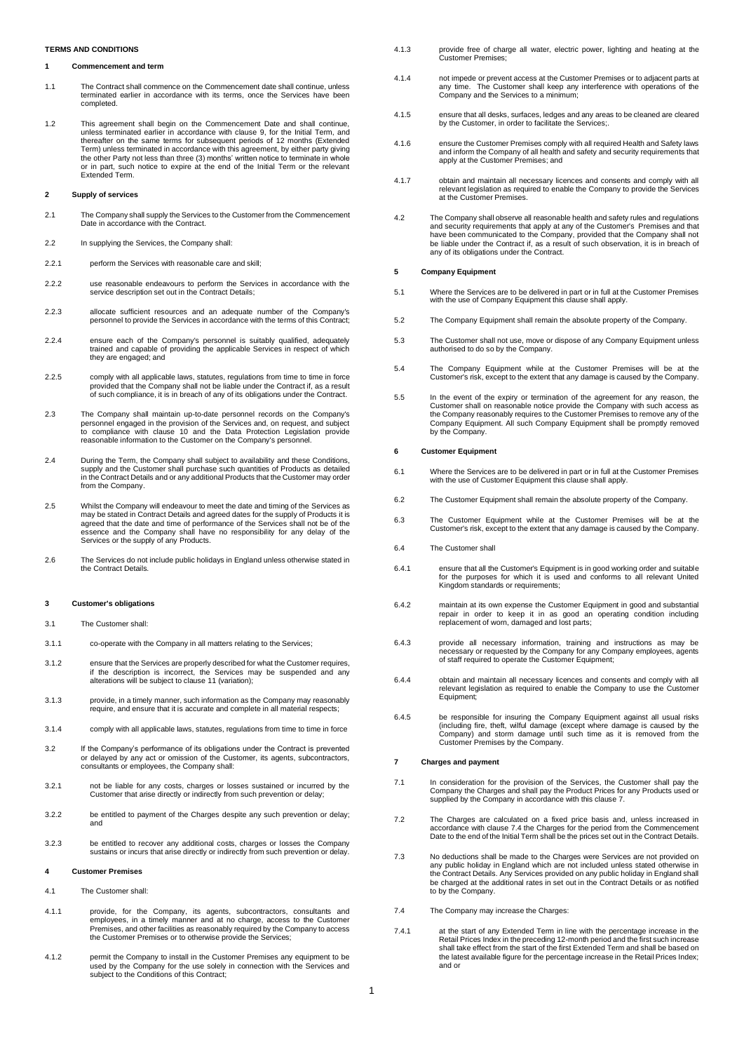**TERMS AND CONDITIONS**

**1 Commencement and term**

1.1 The Contract shall commence on the Commencement date shall continue, unless terminated earlier in accordance with its terms, once the Services have been completed.

1.2 This agreement shall begin on the Commencement Date and shall continue, unless terminated earlier in accordance with clause 9, for the Initial Term, and thereafter on the same terms for subsequent periods of 12 months (Extended Term) unless terminated in accordance with this agreement, by either party giving the other Party not less than three (3) months' written notice to terminate in whole or in part, such notice to expire at the end of the Initial Term or the relevant Extended Term.

**2 Supply of services**

2.1 The Company shall supply the Services to the Customer from the Commencement Date in accordance with the Contract.

2.2 In supplying the Services, the Company shall:

2.2.1 perform the Services with reasonable care and skill;

2.2.2 use reasonable endeavours to perform the Services in accordance with the service description set out in the Contract Details;

2.2.3 allocate sufficient resources and an adequate number of the Company's personnel to provide the Services in accordance with the terms of this Contract;

2.2.4 ensure each of the Company's personnel is suitably qualified, adequately trained and capable of providing the applicable Services in respect of which they are engaged; and

2.2.5 comply with all applicable laws, statutes, regulations from time to time in force provided that the Company shall not be liable under the Contract if, as a result of such compliance, it is in breach of any of its obligations under the Contract.

2.3 The Company shall maintain up-to-date personnel records on the Company's personnel engaged in the provision of the Services and, on request, and subject to compliance with clause 10 and the Data Protection Legislation provide reasonable information to the Customer on the Company's personnel.

2.4 During the Term, the Company shall subject to availability and these Conditions, supply and the Customer shall purchase such quantities of Products as detailed in the Contract Details and or any additional Products that the Customer may order from the Company.

2.5 Whilst the Company will endeavour to meet the date and timing of the Services as may be stated in Contract Details and agreed dates for the supply of Products it is agreed that the date and time of performance of the Services shall not be of the essence and the Company shall have no responsibility for any delay of the Services or the supply of any Products.

2.6 The Services do not include public holidays in England unless otherwise stated in the Contract Details.

**3 Customer's obligations**

3.1 The Customer shall:

3.1.1 co-operate with the Company in all matters relating to the Services;

3.1.2 ensure that the Services are properly described for what the Customer requires, if the description is incorrect, the Services may be suspended and any alterations will be subject to clause 11 (variation);

3.1.3 provide, in a timely manner, such information as the Company may reasonably require, and ensure that it is accurate and complete in all material respects;

3.1.4 comply with all applicable laws, statutes, regulations from time to time in force

3.2 If the Company's performance of its obligations under the Contract is prevented or delayed by any act or omission of the Customer, its agents, subcontractors, consultants or employees, the Company shall:

3.2.1 not be liable for any costs, charges or losses sustained or incurred by the Customer that arise directly or indirectly from such prevention or delay;

3.2.2 be entitled to payment of the Charges despite any such prevention or delay; and

3.2.3 be entitled to recover any additional costs, charges or losses the Company sustains or incurs that arise directly or indirectly from such prevention or delay.

**4 Customer Premises**

4.1 The Customer shall:

4.1.1 provide, for the Company, its agents, subcontractors, consultants and employees, in a timely manner and at no charge, access to the Customer Premises, and other facilities as reasonably required by the Company to access the Customer Premises or to otherwise provide the Services;

4.1.2 permit the Company to install in the Customer Premises any equipment to be used by the Company for the use solely in connection with the Services and subject to the Conditions of this Contract;

4.1.3 provide free of charge all water, electric power, lighting and heating at the Customer Premises;

4.1.4 not impede or prevent access at the Customer Premises or to adjacent parts at any time. The Customer shall keep any interference with operations of the Company and the Services to a minimum;

4.1.5 ensure that all desks, surfaces, ledges and any areas to be cleaned are cleared by the Customer, in order to facilitate the Services;.

4.1.6 ensure the Customer Premises comply with all required Health and Safety laws and inform the Company of all health and safety and security requirements that apply at the Customer Premises; and

4.1.7 obtain and maintain all necessary licences and consents and comply with all relevant legislation as required to enable the Company to provide the Services at the Customer Premises.

4.2 The Company shall observe all reasonable health and safety rules and regulations and security requirements that apply at any of the Customer's Premises and that have been communicated to the Company, provided that the Company shall not be liable under the Contract if, as a result of such observation, it is in breach of any of its obligations under the Contract.

**5 Company Equipment**

5.1 Where the Services are to be delivered in part or in full at the Customer Premises with the use of Company Equipment this clause shall apply.

5.2 The Company Equipment shall remain the absolute property of the Company.

5.3 The Customer shall not use, move or dispose of any Company Equipment unless authorised to do so by the Company.

5.4 The Company Equipment while at the Customer Premises will be at the Customer's risk, except to the extent that any damage is caused by the Company.

5.5 In the event of the expiry or termination of the agreement for any reason, the Customer shall on reasonable notice provide the Company with such access as the Company reasonably requires to the Customer Premises to remove any of the Company Equipment. All such Company Equipment shall be promptly removed by the Company.

**6 Customer Equipment**

6.1 Where the Services are to be delivered in part or in full at the Customer Premises with the use of Customer Equipment this clause shall apply.

6.2 The Customer Equipment shall remain the absolute property of the Company.

6.3 The Customer Equipment while at the Customer Premises will be at the Customer's risk, except to the extent that any damage is caused by the Company.

6.4 The Customer shall

6.4.1 ensure that all the Customer's Equipment is in good working order and suitable for the purposes for which it is used and conforms to all relevant United Kingdom standards or requirements;

6.4.2 maintain at its own expense the Customer Equipment in good and substantial repair in order to keep it in as good an operating condition including replacement of worn, damaged and lost parts;

6.4.3 provide all necessary information, training and instructions as may be necessary or requested by the Company for any Company employees, agents of staff required to operate the Customer Equipment;

6.4.4 obtain and maintain all necessary licences and consents and comply with all relevant legislation as required to enable the Company to use the Customer Equipment;

6.4.5 be responsible for insuring the Company Equipment against all usual risks (including fire, theft, wilful damage (except where damage is caused by the Company) and storm damage until such time as it is removed from the Customer Premises by the Company.

**7 Charges and payment**

7.1 In consideration for the provision of the Services, the Customer shall pay the Company the Charges and shall pay the Product Prices for any Products used or supplied by the Company in accordance with this clause 7.

7.2 The Charges are calculated on a fixed price basis and, unless increased in accordance with clause 7.4 the Charges for the period from the Commencement Date to the end of the Initial Term shall be the prices set out in the Contract Details.

7.3 No deductions shall be made to the Charges were Services are not provided on any public holiday in England which are not included unless stated otherwise in the Contract Details. Any Services provided on any public holiday in England shall be charged at the additional rates in set out in the Contract Details or as notified to by the Company.

7.4 The Company may increase the Charges:

7.4.1 at the start of any Extended Term in line with the percentage increase in the Retail Prices Index in the preceding 12-month period and the first such increase shall take effect from the start of the first Extended Term and shall be based on the latest available figure for the percentage increase in the Retail Prices Index; and or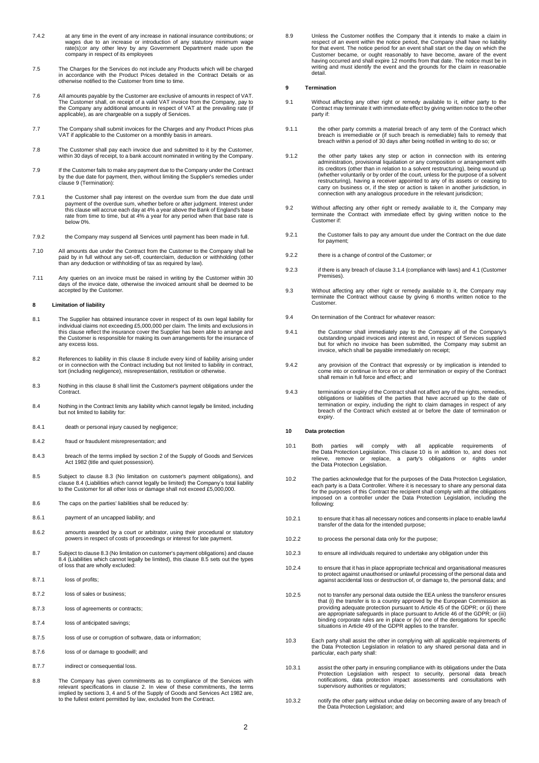7.4.2 at any time in the event of any increase in national insurance contributions; or wages due to an increase or introduction of any statutory minimum wage rate(s);or any other levy by any Government Department made upon the company in respect of its employees

7.5 The Charges for the Services do not include any Products which will be charged in accordance with the Product Prices detailed in the Contract Details or as otherwise notified to the Customer from time to time.

7.6 All amounts payable by the Customer are exclusive of amounts in respect of VAT. The Customer shall, on receipt of a valid VAT invoice from the Company, pay to the Company any additional amounts in respect of VAT at the prevailing rate (if applicable), as are chargeable on a supply of Services.

7.7 The Company shall submit invoices for the Charges and any Product Prices plus VAT if applicable to the Customer on a monthly basis in arrears.

7.8 The Customer shall pay each invoice due and submitted to it by the Customer, within 30 days of receipt, to a bank account nominated in writing by the Company.

7.9 If the Customer fails to make any payment due to the Company under the Contract by the due date for payment, then, without limiting the Supplier's remedies under clause 9 (Termination):

7.9.1 the Customer shall pay interest on the overdue sum from the due date until payment of the overdue sum, whether before or after judgment. Interest under this clause will accrue each day at 4% a year above the Bank of England's base rate from time to time, but at 4% a year for any period when that base rate is below 0%.

7.9.2 the Company may suspend all Services until payment has been made in full.

7.10 All amounts due under the Contract from the Customer to the Company shall be paid by in full without any set-off, counterclaim, deduction or withholding (other than any deduction or withholding of tax as required by law).

7.11 Any queries on an invoice must be raised in writing by the Customer within 30 days of the invoice date, otherwise the invoiced amount shall be deemed to be accepted by the Customer.

## 8 Limitation of liability

8.1 The Supplier has obtained insurance cover in respect of its own legal liability for individual claims not exceeding £5,000,000 per claim. The limits and exclusions in this clause reflect the insurance cover the Supplier has been able to arrange and the Customer is responsible for making its own arrangements for the insurance of any excess loss.

8.2 References to liability in this clause 8 include every kind of liability arising under or in connection with the Contract including but not limited to liability in contract, tort (including negligence), misrepresentation, restitution or otherwise.

8.3 Nothing in this clause 8 shall limit the Customer's payment obligations under the Contract.

8.4 Nothing in the Contract limits any liability which cannot legally be limited, including but not limited to liability for:

8.4.1 death or personal injury caused by negligence;

8.4.2 fraud or fraudulent misrepresentation; and

8.4.3 breach of the terms implied by section 2 of the Supply of Goods and Services Act 1982 (title and quiet possession).

8.5 Subject to clause 8.3 (No limitation on customer's payment obligations), and clause 8.4 (Liabilities which cannot legally be limited) the Company's total liability to the Customer for all other loss or damage shall not exceed £5,000,000.

8.6 The caps on the parties' liabilities shall be reduced by:

8.6.1 payment of an uncapped liability; and

8.6.2 amounts awarded by a court or arbitrator, using their procedural or statutory powers in respect of costs of proceedings or interest for late payment.

8.7 Subject to clause 8.3 (No limitation on customer's payment obligations) and clause 8.4 (Liabilities which cannot legally be limited), this clause 8.5 sets out the types of loss that are wholly excluded:

8.7.1 loss of profits;

8.7.2 loss of sales or business;

8.7.3 loss of agreements or contracts;

8.7.4 loss of anticipated savings;

8.7.5 loss of use or corruption of software, data or information;

8.7.6 loss of or damage to goodwill; and

8.7.7 indirect or consequential loss.

8.8 The Company has given commitments as to compliance of the Services with relevant specifications in clause 2. In view of these commitments, the terms implied by sections 3, 4 and 5 of the Supply of Goods and Services Act 1982 are, to the fullest extent permitted by law, excluded from the Contract.

8.9 Unless the Customer notifies the Company that it intends to make a claim in respect of an event within the notice period, the Company shall have no liability for that event. The notice period for an event shall start on the day on which the Customer became, or ought reasonably to have become, aware of the event having occurred and shall expire 12 months from that date. The notice must be in writing and must identify the event and the grounds for the claim in reasonable detail.

## 9 Termination

9.1 Without affecting any other right or remedy available to it, either party to the Contract may terminate it with immediate effect by giving written notice to the other party if:

9.1.1 the other party commits a material breach of any term of the Contract which breach is irremediable or (if such breach is remediable) fails to remedy that breach within a period of 30 days after being notified in writing to do so; or

9.1.2 the other party takes any step or action in connection with its entering administration, provisional liquidation or any composition or arrangement with its creditors (other than in relation to a solvent restructuring), being wound up (whether voluntarily or by order of the court, unless for the purpose of a solvent restructuring), having a receiver appointed to any of its assets or ceasing to carry on business or, if the step or action is taken in another jurisdiction, in connection with any analogous procedure in the relevant jurisdiction;

9.2 Without affecting any other right or remedy available to it, the Company may terminate the Contract with immediate effect by giving written notice to the Customer if:

9.2.1 the Customer fails to pay any amount due under the Contract on the due date for payment;

9.2.2 there is a change of control of the Customer; or

9.2.3 if there is any breach of clause 3.1.4 (compliance with laws) and 4.1 (Customer Premises).

9.3 Without affecting any other right or remedy available to it, the Company may terminate the Contract without cause by giving 6 months written notice to the Customer.

9.4 On termination of the Contract for whatever reason:

9.4.1 the Customer shall immediately pay to the Company all of the Company's outstanding unpaid invoices and interest and, in respect of Services supplied but for which no invoice has been submitted, the Company may submit an invoice, which shall be payable immediately on receipt;

9.4.2 any provision of the Contract that expressly or by implication is intended to come into or continue in force on or after termination or expiry of the Contract shall remain in full force and effect; and

9.4.3 termination or expiry of the Contract shall not affect any of the rights, remedies, obligations or liabilities of the parties that have accrued up to the date of termination or expiry, including the right to claim damages in respect of any breach of the Contract which existed at or before the date of termination or expiry.

## 10 Data protection

10.1 Both parties will comply with all applicable requirements of the Data Protection Legislation. This clause 10 is in addition to, and does not relieve, remove or replace, a party's obligations or rights under the Data Protection Legislation.

10.2 The parties acknowledge that for the purposes of the Data Protection Legislation, each party is a Data Controller. Where it is necessary to share any personal data for the purposes of this Contract the recipient shall comply with all the obligations imposed on a controller under the Data Protection Legislation, including the following:

10.2.1 to ensure that it has all necessary notices and consents in place to enable lawful transfer of the data for the intended purpose;

10.2.2 to process the personal data only for the purpose;

10.2.3 to ensure all individuals required to undertake any obligation under this

10.2.4 to ensure that it has in place appropriate technical and organisational measures to protect against unauthorised or unlawful processing of the personal data and against accidental loss or destruction of, or damage to, the personal data; and

10.2.5 not to transfer any personal data outside the EEA unless the transferor ensures that (i) the transfer is to a country approved by the European Commission as providing adequate protection pursuant to Article 45 of the GDPR; or (ii) there are appropriate safeguards in place pursuant to Article 46 of the GDPR; or (iii) binding corporate rules are in place or (iv) one of the derogations for specific situations in Article 49 of the GDPR applies to the transfer.

10.3 Each party shall assist the other in complying with all applicable requirements of the Data Protection Legislation in relation to any shared personal data and in particular, each party shall:

10.3.1 assist the other party in ensuring compliance with its obligations under the Data Protection Legislation with respect to security, personal data breach notifications, data protection impact assessments and consultations with supervisory authorities or regulators;

10.3.2 notify the other party without undue delay on becoming aware of any breach of the Data Protection Legislation; and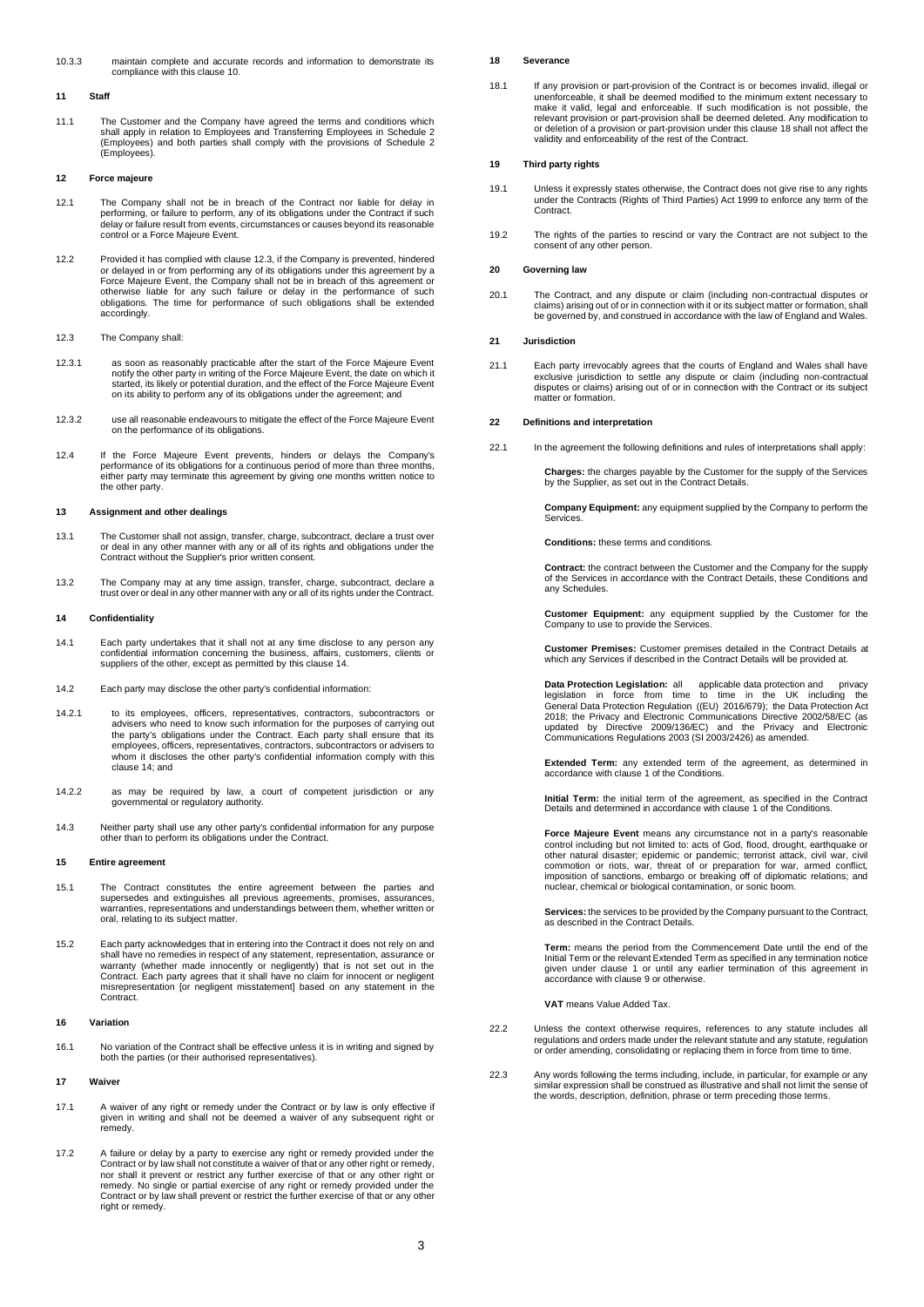10.3.3 maintain complete and accurate records and information to demonstrate its compliance with this clause 10.

**11 Staff**

11.1 The Customer and the Company have agreed the terms and conditions which shall apply in relation to Employees and Transferring Employees in Schedule 2 (Employees) and both parties shall comply with the provisions of Schedule 2 (Employees).

**12 Force majeure**

12.1 The Company shall not be in breach of the Contract nor liable for delay in performing, or failure to perform, any of its obligations under the Contract if such delay or failure result from events, circumstances or causes beyond its reasonable control or a Force Majeure Event.

12.2 Provided it has complied with clause 12.3, if the Company is prevented, hindered or delayed in or from performing any of its obligations under this agreement by a Force Majeure Event, the Company shall not be in breach of this agreement or otherwise liable for any such failure or delay in the performance of such obligations. The time for performance of such obligations shall be extended accordingly.

12.3 The Company shall:

12.3.1 as soon as reasonably practicable after the start of the Force Majeure Event notify the other party in writing of the Force Majeure Event, the date on which it started, its likely or potential duration, and the effect of the Force Majeure Event on its ability to perform any of its obligations under the agreement; and

12.3.2 use all reasonable endeavours to mitigate the effect of the Force Majeure Event on the performance of its obligations.

12.4 If the Force Majeure Event prevents, hinders or delays the Company's performance of its obligations for a continuous period of more than three months, either party may terminate this agreement by giving one months written notice to the other party.

**13 Assignment and other dealings**

13.1 The Customer shall not assign, transfer, charge, subcontract, declare a trust over or deal in any other manner with any or all of its rights and obligations under the Contract without the Supplier's prior written consent.

13.2 The Company may at any time assign, transfer, charge, subcontract, declare a trust over or deal in any other manner with any or all of its rights under the Contract.

**14 Confidentiality**

14.1 Each party undertakes that it shall not at any time disclose to any person any confidential information concerning the business, affairs, customers, clients or suppliers of the other, except as permitted by this clause 14.

14.2 Each party may disclose the other party's confidential information:

14.2.1 to its employees, officers, representatives, contractors, subcontractors or advisers who need to know such information for the purposes of carrying out the party's obligations under the Contract. Each party shall ensure that its employees, officers, representatives, contractors, subcontractors or advisers to whom it discloses the other party's confidential information comply with this clause 14; and

14.2.2 as may be required by law, a court of competent jurisdiction or any governmental or regulatory authority.

14.3 Neither party shall use any other party's confidential information for any purpose other than to perform its obligations under the Contract.

**15 Entire agreement**

15.1 The Contract constitutes the entire agreement between the parties and supersedes and extinguishes all previous agreements, promises, assurances, warranties, representations and understandings between them, whether written or oral, relating to its subject matter.

15.2 Each party acknowledges that in entering into the Contract it does not rely on and shall have no remedies in respect of any statement, representation, assurance or warranty (whether made innocently or negligently) that is not set out in the Contract. Each party agrees that it shall have no claim for innocent or negligent misrepresentation [or negligent misstatement] based on any statement in the Contract.

**16 Variation**

16.1 No variation of the Contract shall be effective unless it is in writing and signed by both the parties (or their authorised representatives).

**17 Waiver**

17.1 A waiver of any right or remedy under the Contract or by law is only effective if given in writing and shall not be deemed a waiver of any subsequent right or remedy.

17.2 A failure or delay by a party to exercise any right or remedy provided under the Contract or by law shall not constitute a waiver of that or any other right or remedy, nor shall it prevent or restrict any further exercise of that or any other right or remedy. No single or partial exercise of any right or remedy provided under the Contract or by law shall prevent or restrict the further exercise of that or any other right or remedy.

**18 Severance**

18.1 If any provision or part-provision of the Contract is or becomes invalid, illegal or unenforceable, it shall be deemed modified to the minimum extent necessary to make it valid, legal and enforceable. If such modification is not possible, the relevant provision or part-provision shall be deemed deleted. Any modification to or deletion of a provision or part-provision under this clause 18 shall not affect the validity and enforceability of the rest of the Contract.

**19 Third party rights**

19.1 Unless it expressly states otherwise, the Contract does not give rise to any rights under the Contracts (Rights of Third Parties) Act 1999 to enforce any term of the Contract.

19.2 The rights of the parties to rescind or vary the Contract are not subject to the consent of any other person.

**20 Governing law**

20.1 The Contract, and any dispute or claim (including non-contractual disputes or claims) arising out of or in connection with it or its subject matter or formation, shall be governed by, and construed in accordance with the law of England and Wales.

**21 Jurisdiction**

21.1 Each party irrevocably agrees that the courts of England and Wales shall have exclusive jurisdiction to settle any dispute or claim (including non-contractual disputes or claims) arising out of or in connection with the Contract or its subject matter or formation.

**22 Definitions and interpretation**

22.1 In the agreement the following definitions and rules of interpretations shall apply:

**Charges:** the charges payable by the Customer for the supply of the Services by the Supplier, as set out in the Contract Details.

**Company Equipment:** any equipment supplied by the Company to perform the Services.

**Conditions:** these terms and conditions.

**Contract:** the contract between the Customer and the Company for the supply of the Services in accordance with the Contract Details, these Conditions and any Schedules.

**Customer Equipment:** any equipment supplied by the Customer for the Company to use to provide the Services.

**Customer Premises:** Customer premises detailed in the Contract Details at which any Services if described in the Contract Details will be provided at.

**Data Protection Legislation:** all applicable data protection and privacy legislation in force from time to time in the UK including the General Data Protection Regulation ((EU) 2016/679); the Data Protection Act 2018; the Privacy and Electronic Communications Directive 2002/58/EC (as updated by Directive 2009/136/EC) and the Privacy and Electronic Communications Regulations 2003 (SI 2003/2426) as amended.

**Extended Term:** any extended term of the agreement, as determined in accordance with clause 1 of the Conditions.

**Initial Term:** the initial term of the agreement, as specified in the Contract Details and determined in accordance with clause 1 of the Conditions.

**Force Majeure Event** means any circumstance not in a party's reasonable control including but not limited to: acts of God, flood, drought, earthquake or other natural disaster; epidemic or pandemic; terrorist attack, civil war, civil commotion or riots, war, threat of or preparation for war, armed conflict, imposition of sanctions, embargo or breaking off of diplomatic relations; and nuclear, chemical or biological contamination, or sonic boom.

**Services:** the services to be provided by the Company pursuant to the Contract, as described in the Contract Details.

**Term:** means the period from the Commencement Date until the end of the Initial Term or the relevant Extended Term as specified in any termination notice given under clause 1 or until any earlier termination of this agreement in accordance with clause 9 or otherwise.

**VAT** means Value Added Tax.

22.2 Unless the context otherwise requires, references to any statute includes all regulations and orders made under the relevant statute and any statute, regulation or order amending, consolidating or replacing them in force from time to time.

22.3 Any words following the terms including, include, in particular, for example or any similar expression shall be construed as illustrative and shall not limit the sense of the words, description, definition, phrase or term preceding those terms.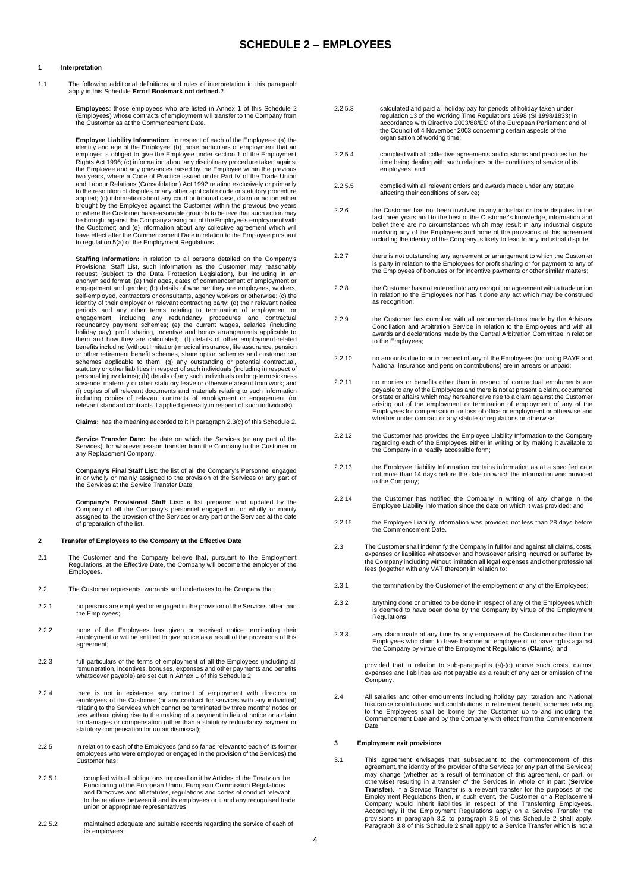# SCHEDULE 2 – EMPLOYEES

## 1 Interpretation

1.1 The following additional definitions and rules of interpretation in this paragraph apply in this Schedule **Error! Bookmark not defined.**2.

**Employees**: those employees who are listed in Annex 1 of this Schedule 2 (Employees) whose contracts of employment will transfer to the Company from the Customer as at the Commencement Date.

**Employee Liability Information:** in respect of each of the Employees: (a) the identity and age of the Employee; (b) those particulars of employment that an employer is obliged to give the Employee under section 1 of the Employment Rights Act 1996; (c) information about any disciplinary procedure taken against the Employee and any grievances raised by the Employee within the previous two years, where a Code of Practice issued under Part IV of the Trade Union and Labour Relations (Consolidation) Act 1992 relating exclusively or primarily to the resolution of disputes or any other applicable code or statutory procedure applied; (d) information about any court or tribunal case, claim or action either brought by the Employee against the Customer within the previous two years or where the Customer has reasonable grounds to believe that such action may be brought against the Company arising out of the Employee's employment with the Customer; and (e) information about any collective agreement which will have effect after the Commencement Date in relation to the Employee pursuant to regulation 5(a) of the Employment Regulations.

**Staffing Information:** in relation to all persons detailed on the Company's Provisional Staff List, such information as the Customer may reasonably request (subject to the Data Protection Legislation), but including in an anonymised format: (a) their ages, dates of commencement of employment or engagement and gender; (b) details of whether they are employees, workers, self-employed, contractors or consultants, agency workers or otherwise; (c) the identity of their employer or relevant contracting party; (d) their relevant notice periods and any other terms relating to termination of employment or engagement, including any redundancy procedures and contractual redundancy payment schemes; (e) the current wages, salaries (including holiday pay), profit sharing, incentive and bonus arrangements applicable to them and how they are calculated; (f) details of other employment-related benefits including (without limitation) medical insurance, life assurance, pension or other retirement benefit schemes, share option schemes and customer car schemes applicable to them; (g) any outstanding or potential contractual, statutory or other liabilities in respect of such individuals (including in respect of personal injury claims); (h) details of any such individuals on long-term sickness absence, maternity or other statutory leave or otherwise absent from work; and (i) copies of all relevant documents and materials relating to such information including copies of relevant contracts of employment or engagement (or relevant standard contracts if applied generally in respect of such individuals).

**Claims:** has the meaning accorded to it in paragraph 2.3(c) of this Schedule 2.

**Service Transfer Date:** the date on which the Services (or any part of the Services), for whatever reason transfer from the Company to the Customer or any Replacement Company.

**Company's Final Staff List:** the list of all the Company's Personnel engaged in or wholly or mainly assigned to the provision of the Services or any part of the Services at the Service Transfer Date.

**Company's Provisional Staff List:** a list prepared and updated by the Company of all the Company's personnel engaged in, or wholly or mainly assigned to, the provision of the Services or any part of the Services at the date of preparation of the list.

## 2 Transfer of Employees to the Company at the Effective Date

2.1 The Customer and the Company believe that, pursuant to the Employment Regulations, at the Effective Date, the Company will become the employer of the Employees.

2.2 The Customer represents, warrants and undertakes to the Company that:

2.2.1 no persons are employed or engaged in the provision of the Services other than the Employees;

2.2.2 none of the Employees has given or received notice terminating their employment or will be entitled to give notice as a result of the provisions of this agreement;

2.2.3 full particulars of the terms of employment of all the Employees (including all remuneration, incentives, bonuses, expenses and other payments and benefits whatsoever payable) are set out in Annex 1 of this Schedule 2;

2.2.4 there is not in existence any contract of employment with directors or employees of the Customer (or any contract for services with any individual) relating to the Services which cannot be terminated by three months' notice or less without giving rise to the making of a payment in lieu of notice or a claim for damages or compensation (other than a statutory redundancy payment or statutory compensation for unfair dismissal);

2.2.5 in relation to each of the Employees (and so far as relevant to each of its former employees who were employed or engaged in the provision of the Services) the Customer has:

2.2.5.1 complied with all obligations imposed on it by Articles of the Treaty on the Functioning of the European Union, European Commission Regulations and Directives and all statutes, regulations and codes of conduct relevant to the relations between it and its employees or it and any recognised trade union or appropriate representatives;

2.2.5.2 maintained adequate and suitable records regarding the service of each of its employees;

2.2.5.3 calculated and paid all holiday pay for periods of holiday taken under regulation 13 of the Working Time Regulations 1998 (SI 1998/1833) in accordance with Directive 2003/88/EC of the European Parliament and of the Council of 4 November 2003 concerning certain aspects of the organisation of working time;

2.2.5.4 complied with all collective agreements and customs and practices for the time being dealing with such relations or the conditions of service of its employees; and

2.2.5.5 complied with all relevant orders and awards made under any statute affecting their conditions of service;

2.2.6 the Customer has not been involved in any industrial or trade disputes in the last three years and to the best of the Customer's knowledge, information and belief there are no circumstances which may result in any industrial dispute involving any of the Employees and none of the provisions of this agreement including the identity of the Company is likely to lead to any industrial dispute;

2.2.7 there is not outstanding any agreement or arrangement to which the Customer is party in relation to the Employees for profit sharing or for payment to any of the Employees of bonuses or for incentive payments or other similar matters;

2.2.8 the Customer has not entered into any recognition agreement with a trade union in relation to the Employees nor has it done any act which may be construed as recognition;

2.2.9 the Customer has complied with all recommendations made by the Advisory Conciliation and Arbitration Service in relation to the Employees and with all awards and declarations made by the Central Arbitration Committee in relation to the Employees;

2.2.10 no amounts due to or in respect of any of the Employees (including PAYE and National Insurance and pension contributions) are in arrears or unpaid;

2.2.11 no monies or benefits other than in respect of contractual emoluments are payable to any of the Employees and there is not at present a claim, occurrence or state or affairs which may hereafter give rise to a claim against the Customer arising out of the employment or termination of employment of any of the Employees for compensation for loss of office or employment or otherwise and whether under contract or any statute or regulations or otherwise;

2.2.12 the Customer has provided the Employee Liability Information to the Company regarding each of the Employees either in writing or by making it available to the Company in a readily accessible form;

2.2.13 the Employee Liability Information contains information as at a specified date not more than 14 days before the date on which the information was provided to the Company;

2.2.14 the Customer has notified the Company in writing of any change in the Employee Liability Information since the date on which it was provided; and

2.2.15 the Employee Liability Information was provided not less than 28 days before the Commencement Date.

2.3 The Customer shall indemnify the Company in full for and against all claims, costs, expenses or liabilities whatsoever and howsoever arising incurred or suffered by the Company including without limitation all legal expenses and other professional fees (together with any VAT thereon) in relation to:

2.3.1 the termination by the Customer of the employment of any of the Employees;

2.3.2 anything done or omitted to be done in respect of any of the Employees which is deemed to have been done by the Company by virtue of the Employment Regulations;

2.3.3 any claim made at any time by any employee of the Customer other than the Employees who claim to have become an employee of or have rights against the Company by virtue of the Employment Regulations (**Claims**); and

provided that in relation to sub-paragraphs (a)-(c) above such costs, claims, expenses and liabilities are not payable as a result of any act or omission of the Company.

2.4 All salaries and other emoluments including holiday pay, taxation and National Insurance contributions and contributions to retirement benefit schemes relating to the Employees shall be borne by the Customer up to and including the Commencement Date and by the Company with effect from the Commencement Date.

## 3 Employment exit provisions

3.1 This agreement envisages that subsequent to the commencement of this agreement, the identity of the provider of the Services (or any part of the Services) may change (whether as a result of termination of this agreement, or part, or otherwise) resulting in a transfer of the Services in whole or in part (**Service Transfer**). If a Service Transfer is a relevant transfer for the purposes of the Employment Regulations then, in such event, the Customer or a Replacement Company would inherit liabilities in respect of the Transferring Employees. Accordingly if the Employment Regulations apply on a Service Transfer the provisions in paragraph 3.2 to paragraph 3.5 of this Schedule 2 shall apply. Paragraph 3.8 of this Schedule 2 shall apply to a Service Transfer which is not a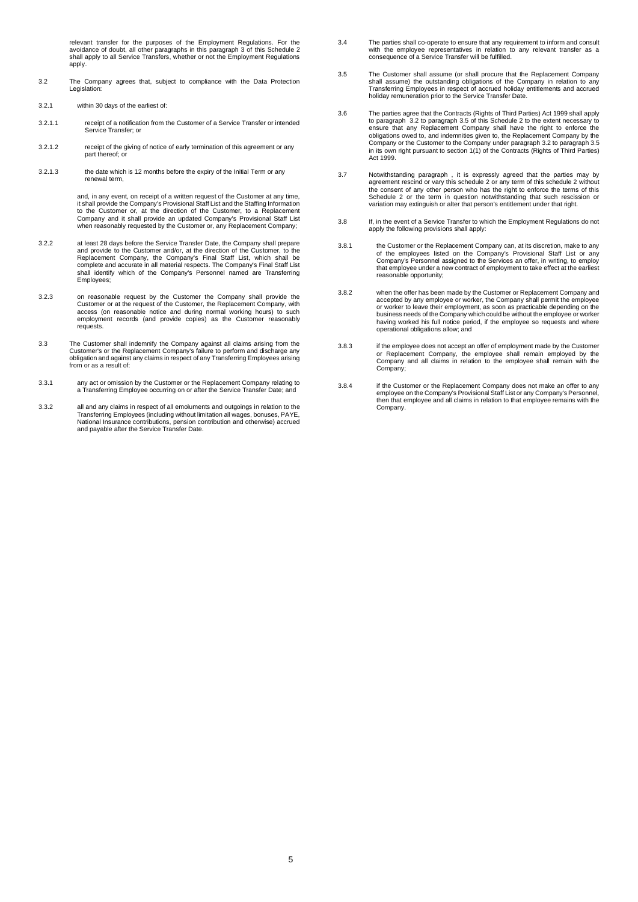relevant transfer for the purposes of the Employment Regulations. For the avoidance of doubt, all other paragraphs in this paragraph 3 of this Schedule 2 shall apply to all Service Transfers, whether or not the Employment Regulations apply.

3.2 The Company agrees that, subject to compliance with the Data Protection Legislation:

3.2.1 within 30 days of the earliest of:

3.2.1.1 receipt of a notification from the Customer of a Service Transfer or intended Service Transfer; or

3.2.1.2 receipt of the giving of notice of early termination of this agreement or any part thereof; or

3.2.1.3 the date which is 12 months before the expiry of the Initial Term or any renewal term,

and, in any event, on receipt of a written request of the Customer at any time, it shall provide the Company's Provisional Staff List and the Staffing Information to the Customer or, at the direction of the Customer, to a Replacement Company and it shall provide an updated Company's Provisional Staff List when reasonably requested by the Customer or, any Replacement Company;

3.2.2 at least 28 days before the Service Transfer Date, the Company shall prepare and provide to the Customer and/or, at the direction of the Customer, to the Replacement Company, the Company's Final Staff List, which shall be complete and accurate in all material respects. The Company's Final Staff List shall identify which of the Company's Personnel named are Transferring Employees;

3.2.3 on reasonable request by the Customer the Company shall provide the Customer or at the request of the Customer, the Replacement Company, with access (on reasonable notice and during normal working hours) to such employment records (and provide copies) as the Customer reasonably requests.

3.3 The Customer shall indemnify the Company against all claims arising from the Customer's or the Replacement Company's failure to perform and discharge any obligation and against any claims in respect of any Transferring Employees arising from or as a result of:

3.3.1 any act or omission by the Customer or the Replacement Company relating to a Transferring Employee occurring on or after the Service Transfer Date; and

3.3.2 all and any claims in respect of all emoluments and outgoings in relation to the Transferring Employees (including without limitation all wages, bonuses, PAYE, National Insurance contributions, pension contribution and otherwise) accrued and payable after the Service Transfer Date.

3.4 The parties shall co-operate to ensure that any requirement to inform and consult with the employee representatives in relation to any relevant transfer as a consequence of a Service Transfer will be fulfilled.

3.5 The Customer shall assume (or shall procure that the Replacement Company shall assume) the outstanding obligations of the Company in relation to any Transferring Employees in respect of accrued holiday entitlements and accrued holiday remuneration prior to the Service Transfer Date.

3.6 The parties agree that the Contracts (Rights of Third Parties) Act 1999 shall apply to paragraph 3.2 to paragraph 3.5 of this Schedule 2 to the extent necessary to ensure that any Replacement Company shall have the right to enforce the obligations owed to, and indemnities given to, the Replacement Company by the Company or the Customer to the Company under paragraph 3.2 to paragraph 3.5 in its own right pursuant to section 1(1) of the Contracts (Rights of Third Parties) Act 1999.

3.7 Notwithstanding paragraph , it is expressly agreed that the parties may by agreement rescind or vary this schedule 2 or any term of this schedule 2 without the consent of any other person who has the right to enforce the terms of this Schedule 2 or the term in question notwithstanding that such rescission or variation may extinguish or alter that person's entitlement under that right.

3.8 If, in the event of a Service Transfer to which the Employment Regulations do not apply the following provisions shall apply:

3.8.1 the Customer or the Replacement Company can, at its discretion, make to any of the employees listed on the Company's Provisional Staff List or any Company's Personnel assigned to the Services an offer, in writing, to employ that employee under a new contract of employment to take effect at the earliest reasonable opportunity;

3.8.2 when the offer has been made by the Customer or Replacement Company and accepted by any employee or worker, the Company shall permit the employee or worker to leave their employment, as soon as practicable depending on the business needs of the Company which could be without the employee or worker having worked his full notice period, if the employee so requests and where operational obligations allow; and

3.8.3 if the employee does not accept an offer of employment made by the Customer or Replacement Company, the employee shall remain employed by the Company and all claims in relation to the employee shall remain with the Company;

3.8.4 if the Customer or the Replacement Company does not make an offer to any employee on the Company's Provisional Staff List or any Company's Personnel, then that employee and all claims in relation to that employee remains with the Company.